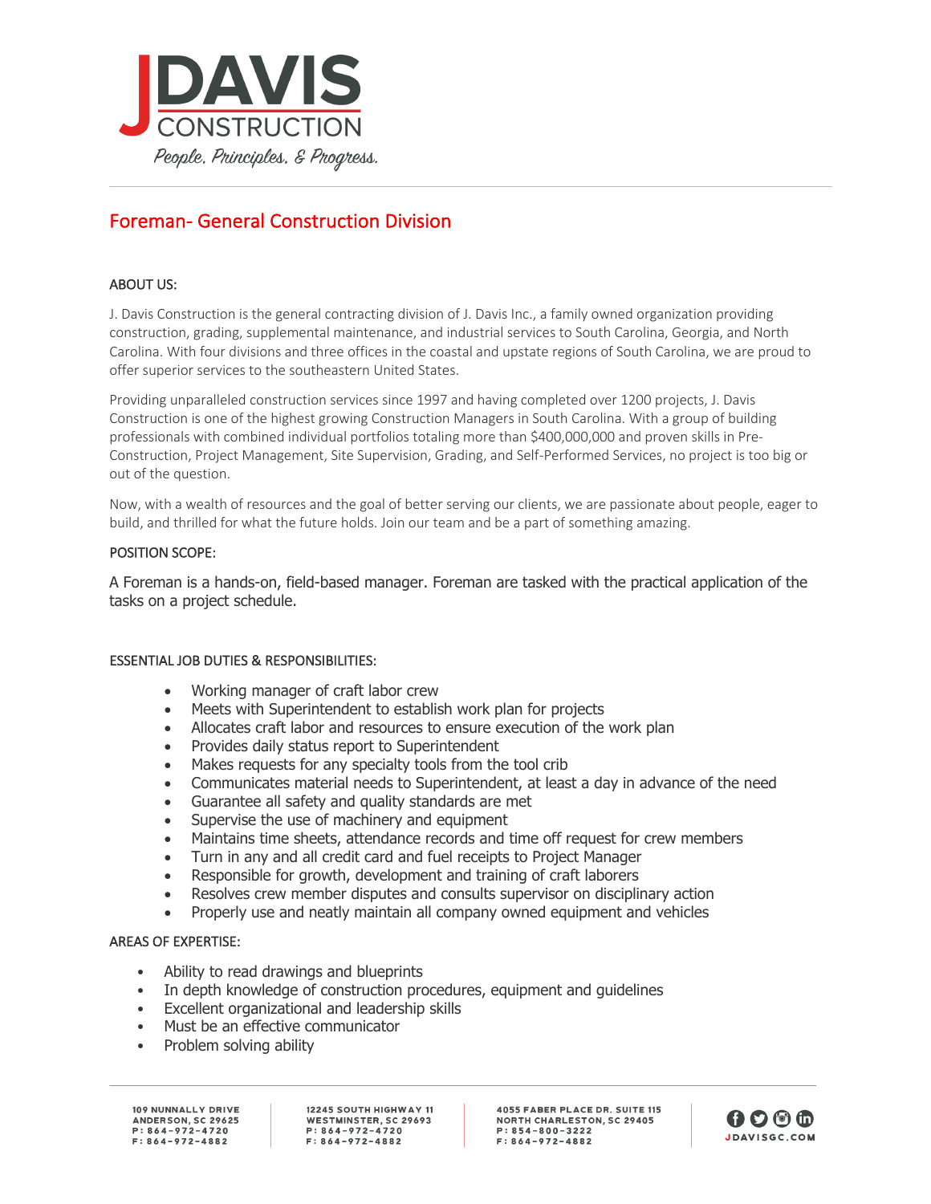# JDAVIS CONSTRUCTION

*People, Principles, & Progress.*

## Foreman- General Construction Division

### ABOUT US:

J. Davis Construction is the general contracting division of J. Davis Inc., a family owned organization providing construction, grading, supplemental maintenance, and industrial services to South Carolina, Georgia, and North Carolina. With four divisions and three offices in the coastal and upstate regions of South Carolina, we are proud to offer superior services to the southeastern United States.

Providing unparalleled construction services since 1997 and having completed over 1200 projects, J. Davis Construction is one of the highest growing Construction Managers in South Carolina. With a group of building professionals with combined individual portfolios totaling more than $400,000,000 and proven skills in Pre-Construction, Project Management, Site Supervision, Grading, and Self-Performed Services, no project is too big or out of the question.

Now, with a wealth of resources and the goal of better serving our clients, we are passionate about people, eager to build, and thrilled for what the future holds. Join our team and be a part of something amazing.

### POSITION SCOPE:

A Foreman is a hands-on, field-based manager. Foreman are tasked with the practical application of the tasks on a project schedule.

### ESSENTIAL JOB DUTIES & RESPONSIBILITIES:

- Working manager of craft labor crew
- Meets with Superintendent to establish work plan for projects
- Allocates craft labor and resources to ensure execution of the work plan
- Provides daily status report to Superintendent
- Makes requests for any specialty tools from the tool crib
- Communicates material needs to Superintendent, at least a day in advance of the need
- Guarantee all safety and quality standards are met
- Supervise the use of machinery and equipment
- Maintains time sheets, attendance records and time off request for crew members
- Turn in any and all credit card and fuel receipts to Project Manager
- Responsible for growth, development and training of craft laborers
- Resolves crew member disputes and consults supervisor on disciplinary action
- Properly use and neatly maintain all company owned equipment and vehicles

### AREAS OF EXPERTISE:

- Ability to read drawings and blueprints
- In depth knowledge of construction procedures, equipment and guidelines
- Excellent organizational and leadership skills
- Must be an effective communicator
- Problem solving ability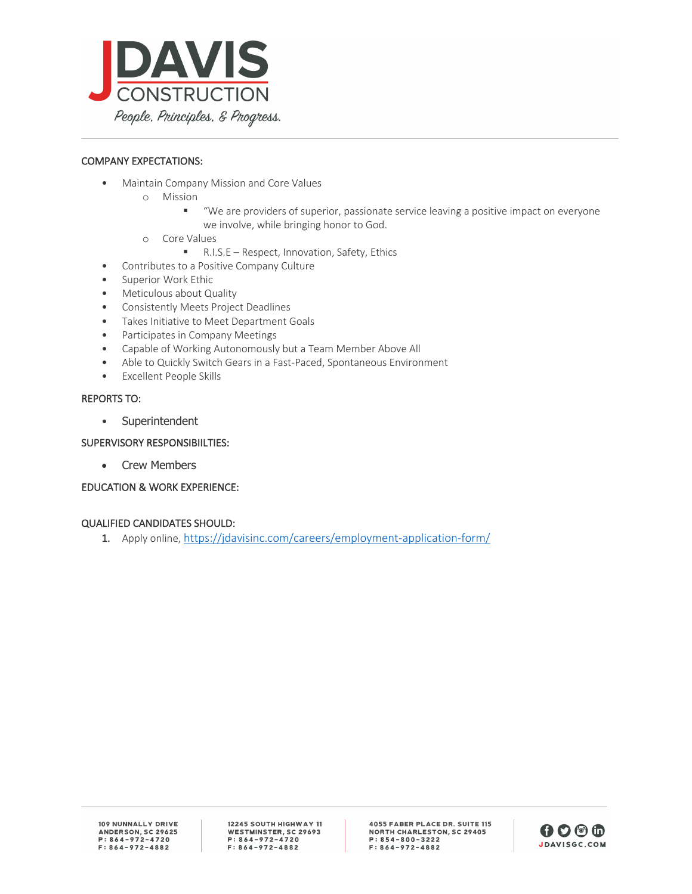COMPANY EXPECTATIONS:

- Maintain Company Mission and Core Values
  - Mission
    - "We are providers of superior, passionate service leaving a positive impact on everyone we involve, while bringing honor to God.
  - Core Values
    - R.I.S.E – Respect, Innovation, Safety, Ethics
- Contributes to a Positive Company Culture
- Superior Work Ethic
- Meticulous about Quality
- Consistently Meets Project Deadlines
- Takes Initiative to Meet Department Goals
- Participates in Company Meetings
- Capable of Working Autonomously but a Team Member Above All
- Able to Quickly Switch Gears in a Fast-Paced, Spontaneous Environment
- Excellent People Skills

REPORTS TO:

- Superintendent

SUPERVISORY RESPONSIBIILTIES:

- Crew Members

EDUCATION & WORK EXPERIENCE:

QUALIFIED CANDIDATES SHOULD:

1. Apply online, https://jdavisinc.com/careers/employment-application-form/